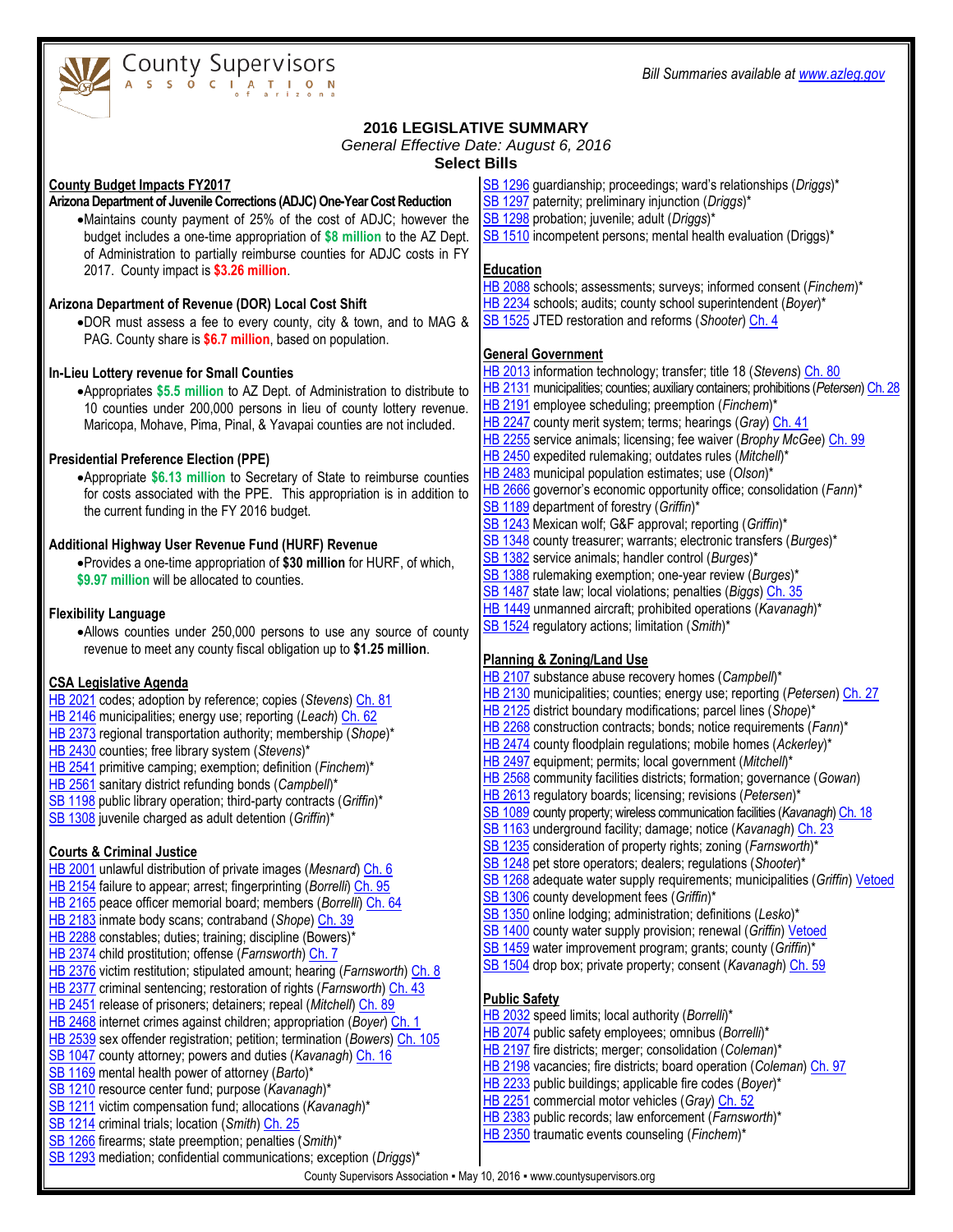County Supervisors ASSOCIATION of arizona

*Bill Summaries available at www.azleg.gov*

# 2016 LEGISLATIVE SUMMARY

*General Effective Date: August 6, 2016*

**Select Bills**

## County Budget Impacts FY2017

**Arizona Department of Juvenile Corrections (ADJC) One-Year Cost Reduction**

- Maintains county payment of 25% of the cost of ADJC; however the budget includes a one-time appropriation of **$8 million** to the AZ Dept. of Administration to partially reimburse counties for ADJC costs in FY 2017. County impact is **$3.26 million**.

**Arizona Department of Revenue (DOR) Local Cost Shift**

- DOR must assess a fee to every county, city & town, and to MAG & PAG. County share is **$6.7 million**, based on population.

**In-Lieu Lottery revenue for Small Counties**

- Appropriates **$5.5 million** to AZ Dept. of Administration to distribute to 10 counties under 200,000 persons in lieu of county lottery revenue. Maricopa, Mohave, Pima, Pinal, & Yavapai counties are not included.

**Presidential Preference Election (PPE)**

- Appropriate **$6.13 million** to Secretary of State to reimburse counties for costs associated with the PPE. This appropriation is in addition to the current funding in the FY 2016 budget.

**Additional Highway User Revenue Fund (HURF) Revenue**

- Provides a one-time appropriation of **$30 million** for HURF, of which, **$9.97 million** will be allocated to counties.

**Flexibility Language**

- Allows counties under 250,000 persons to use any source of county revenue to meet any county fiscal obligation up to **$1.25 million**.

## CSA Legislative Agenda

HB 2021 codes; adoption by reference; copies (*Stevens*) Ch. 81
HB 2146 municipalities; energy use; reporting (*Leach*) Ch. 62
HB 2373 regional transportation authority; membership (*Shope*)*
HB 2430 counties; free library system (*Stevens*)*
HB 2541 primitive camping; exemption; definition (*Finchem*)*
HB 2561 sanitary district refunding bonds (*Campbell*)*
SB 1198 public library operation; third-party contracts (*Griffin*)*
SB 1308 juvenile charged as adult detention (*Griffin*)*

## Courts & Criminal Justice

HB 2001 unlawful distribution of private images (*Mesnard*) Ch. 6
HB 2154 failure to appear; arrest; fingerprinting (*Borrelli*) Ch. 95
HB 2165 peace officer memorial board; members (*Borrelli*) Ch. 64
HB 2183 inmate body scans; contraband (*Shope*) Ch. 39
HB 2288 constables; duties; training; discipline (Bowers)*
HB 2374 child prostitution; offense (*Farnsworth*) Ch. 7
HB 2376 victim restitution; stipulated amount; hearing (*Farnsworth*) Ch. 8
HB 2377 criminal sentencing; restoration of rights (*Farnsworth*) Ch. 43
HB 2451 release of prisoners; detainers; repeal (*Mitchell*) Ch. 89
HB 2468 internet crimes against children; appropriation (*Boyer*) Ch. 1
HB 2539 sex offender registration; petition; termination (*Bowers*) Ch. 105
SB 1047 county attorney; powers and duties (*Kavanagh*) Ch. 16
SB 1169 mental health power of attorney (*Barto*)*
SB 1210 resource center fund; purpose (*Kavanagh*)*
SB 1211 victim compensation fund; allocations (*Kavanagh*)*
SB 1214 criminal trials; location (*Smith*) Ch. 25
SB 1266 firearms; state preemption; penalties (*Smith*)*
SB 1293 mediation; confidential communications; exception (*Driggs*)*
SB 1296 guardianship; proceedings; ward's relationships (*Driggs*)*
SB 1297 paternity; preliminary injunction (*Driggs*)*
SB 1298 probation; juvenile; adult (*Driggs*)*
SB 1510 incompetent persons; mental health evaluation (Driggs)*

## Education

HB 2088 schools; assessments; surveys; informed consent (*Finchem*)*
HB 2234 schools; audits; county school superintendent (*Boyer*)*
SB 1525 JTED restoration and reforms (*Shooter*) Ch. 4

## General Government

HB 2013 information technology; transfer; title 18 (*Stevens*) Ch. 80
HB 2131 municipalities; counties; auxiliary containers; prohibitions (*Petersen*) Ch. 28
HB 2191 employee scheduling; preemption (*Finchem*)*
HB 2247 county merit system; terms; hearings (*Gray*) Ch. 41
HB 2255 service animals; licensing; fee waiver (*Brophy McGee*) Ch. 99
HB 2450 expedited rulemaking; outdates rules (*Mitchell*)*
HB 2483 municipal population estimates; use (*Olson*)*
HB 2666 governor's economic opportunity office; consolidation (*Fann*)*
SB 1189 department of forestry (*Griffin*)*
SB 1243 Mexican wolf; G&F approval; reporting (*Griffin*)*
SB 1348 county treasurer; warrants; electronic transfers (*Burges*)*
SB 1382 service animals; handler control (*Burges*)*
SB 1388 rulemaking exemption; one-year review (*Burges*)*
SB 1487 state law; local violations; penalties (*Biggs*) Ch. 35
HB 1449 unmanned aircraft; prohibited operations (*Kavanagh*)*
SB 1524 regulatory actions; limitation (*Smith*)*

## Planning & Zoning/Land Use

HB 2107 substance abuse recovery homes (*Campbell*)*
HB 2130 municipalities; counties; energy use; reporting (*Petersen*) Ch. 27
HB 2125 district boundary modifications; parcel lines (*Shope*)*
HB 2268 construction contracts; bonds; notice requirements (*Fann*)*
HB 2474 county floodplain regulations; mobile homes (*Ackerley*)*
HB 2497 equipment; permits; local government (*Mitchell*)*
HB 2568 community facilities districts; formation; governance (*Gowan*)
HB 2613 regulatory boards; licensing; revisions (*Petersen*)*
SB 1089 county property; wireless communication facilities (*Kavanagh*) Ch. 18
SB 1163 underground facility; damage; notice (*Kavanagh*) Ch. 23
SB 1235 consideration of property rights; zoning (*Farnsworth*)*
SB 1248 pet store operators; dealers; regulations (*Shooter*)*
SB 1268 adequate water supply requirements; municipalities (*Griffin*) Vetoed
SB 1306 county development fees (*Griffin*)*
SB 1350 online lodging; administration; definitions (*Lesko*)*
SB 1400 county water supply provision; renewal (*Griffin*) Vetoed
SB 1459 water improvement program; grants; county (*Griffin*)*
SB 1504 drop box; private property; consent (*Kavanagh*) Ch. 59

## Public Safety

HB 2032 speed limits; local authority (*Borrelli*)*
HB 2074 public safety employees; omnibus (*Borrelli*)*
HB 2197 fire districts; merger; consolidation (*Coleman*)*
HB 2198 vacancies; fire districts; board operation (*Coleman*) Ch. 97
HB 2233 public buildings; applicable fire codes (*Boyer*)*
HB 2251 commercial motor vehicles (*Gray*) Ch. 52
HB 2383 public records; law enforcement (*Farnsworth*)*
HB 2350 traumatic events counseling (*Finchem*)*

County Supervisors Association ▪ May 10, 2016 ▪ www.countysupervisors.org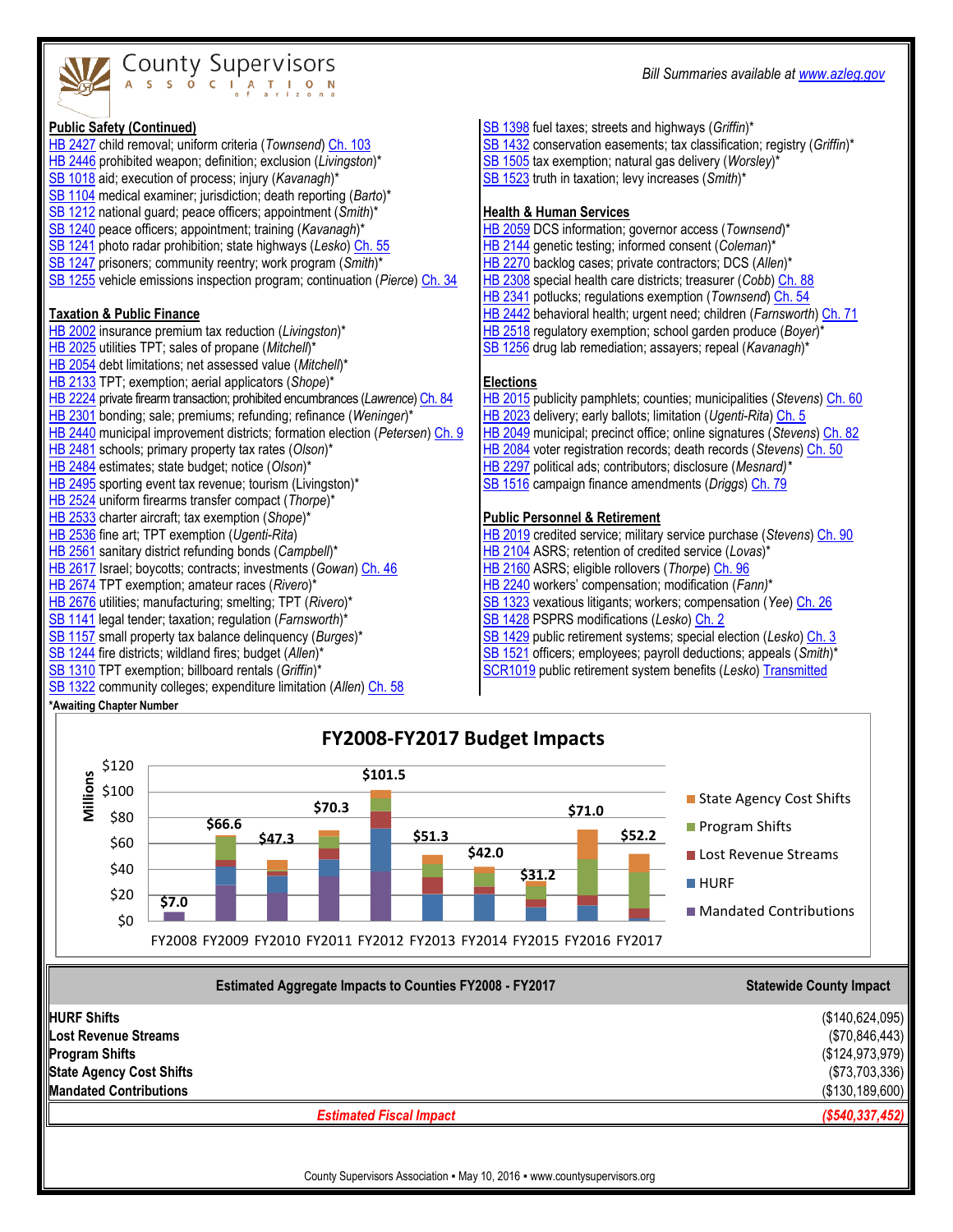County Supervisors Association of Arizona

*Bill Summaries available at www.azleg.gov*

**Public Safety (Continued)**

HB 2427 child removal; uniform criteria (*Townsend*) Ch. 103
HB 2446 prohibited weapon; definition; exclusion (*Livingston*)*
SB 1018 aid; execution of process; injury (*Kavanagh*)*
SB 1104 medical examiner; jurisdiction; death reporting (*Barto*)*
SB 1212 national guard; peace officers; appointment (*Smith*)*
SB 1240 peace officers; appointment; training (*Kavanagh*)*
SB 1241 photo radar prohibition; state highways (*Lesko*) Ch. 55
SB 1247 prisoners; community reentry; work program (*Smith*)*
SB 1255 vehicle emissions inspection program; continuation (*Pierce*) Ch. 34

**Taxation & Public Finance**

HB 2002 insurance premium tax reduction (*Livingston*)*
HB 2025 utilities TPT; sales of propane (*Mitchell*)*
HB 2054 debt limitations; net assessed value (*Mitchell*)*
HB 2133 TPT; exemption; aerial applicators (*Shope*)*
HB 2224 private firearm transaction; prohibited encumbrances (*Lawrence*) Ch. 84
HB 2301 bonding; sale; premiums; refunding; refinance (*Weninger*)*
HB 2440 municipal improvement districts; formation election (*Petersen*) Ch. 9
HB 2481 schools; primary property tax rates (*Olson*)*
HB 2484 estimates; state budget; notice (*Olson*)*
HB 2495 sporting event tax revenue; tourism (Livingston)*
HB 2524 uniform firearms transfer compact (*Thorpe*)*
HB 2533 charter aircraft; tax exemption (*Shope*)*
HB 2536 fine art; TPT exemption (*Ugenti-Rita*)
HB 2561 sanitary district refunding bonds (*Campbell*)*
HB 2617 Israel; boycotts; contracts; investments (*Gowan*) Ch. 46
HB 2674 TPT exemption; amateur races (*Rivero*)*
HB 2676 utilities; manufacturing; smelting; TPT (*Rivero*)*
SB 1141 legal tender; taxation; regulation (*Farnsworth*)*
SB 1157 small property tax balance delinquency (*Burges*)*
SB 1244 fire districts; wildland fires; budget (*Allen*)*
SB 1310 TPT exemption; billboard rentals (*Griffin*)*
SB 1322 community colleges; expenditure limitation (*Allen*) Ch. 58
SB 1398 fuel taxes; streets and highways (*Griffin*)*
SB 1432 conservation easements; tax classification; registry (*Griffin*)*
SB 1505 tax exemption; natural gas delivery (*Worsley*)*
SB 1523 truth in taxation; levy increases (*Smith*)*

**Health & Human Services**

HB 2059 DCS information; governor access (*Townsend*)*
HB 2144 genetic testing; informed consent (*Coleman*)*
HB 2270 backlog cases; private contractors; DCS (*Allen*)*
HB 2308 special health care districts; treasurer (*Cobb*) Ch. 88
HB 2341 potlucks; regulations exemption (*Townsend*) Ch. 54
HB 2442 behavioral health; urgent need; children (*Farnsworth*) Ch. 71
HB 2518 regulatory exemption; school garden produce (*Boyer*)*
SB 1256 drug lab remediation; assayers; repeal (*Kavanagh*)*

**Elections**

HB 2015 publicity pamphlets; counties; municipalities (*Stevens*) Ch. 60
HB 2023 delivery; early ballots; limitation (*Ugenti-Rita*) Ch. 5
HB 2049 municipal; precinct office; online signatures (*Stevens*) Ch. 82
HB 2084 voter registration records; death records (*Stevens*) Ch. 50
HB 2297 political ads; contributors; disclosure (*Mesnard*)*
SB 1516 campaign finance amendments (*Driggs*) Ch. 79

**Public Personnel & Retirement**

HB 2019 credited service; military service purchase (*Stevens*) Ch. 90
HB 2104 ASRS; retention of credited service (*Lovas*)*
HB 2160 ASRS; eligible rollovers (*Thorpe*) Ch. 96
HB 2240 workers' compensation; modification (*Fann*)*
SB 1323 vexatious litigants; workers; compensation (*Yee*) Ch. 26
SB 1428 PSPRS modifications (*Lesko*) Ch. 2
SB 1429 public retirement systems; special election (*Lesko*) Ch. 3
SB 1521 officers; employees; payroll deductions; appeals (*Smith*)*
SCR1019 public retirement system benefits (*Lesko*) Transmitted

**\*Awaiting Chapter Number**

**FY2008-FY2017 Budget Impacts**

Millions
$120
$100
$80
$60
$40
$20
$0

$7.0
$66.6
$47.3
$70.3
$101.5
$51.3
$42.0
$31.2
$71.0
$52.2

FY2008 FY2009 FY2010 FY2011 FY2012 FY2013 FY2014 FY2015 FY2016 FY2017

State Agency Cost Shifts
Program Shifts
Lost Revenue Streams
HURF
Mandated Contributions

| Estimated Aggregate Impacts to Counties FY2008 - FY2017 | Statewide County Impact |
|---|---|
| **HURF Shifts** | ($140,624,095) |
| **Lost Revenue Streams** | ($70,846,443) |
| **Program Shifts** | ($124,973,979) |
| **State Agency Cost Shifts** | ($73,703,336) |
| **Mandated Contributions** | ($130,189,600) |
| ***Estimated Fiscal Impact*** | ***($540,337,452)*** |

County Supervisors Association ▪ May 10, 2016 ▪ www.countysupervisors.org